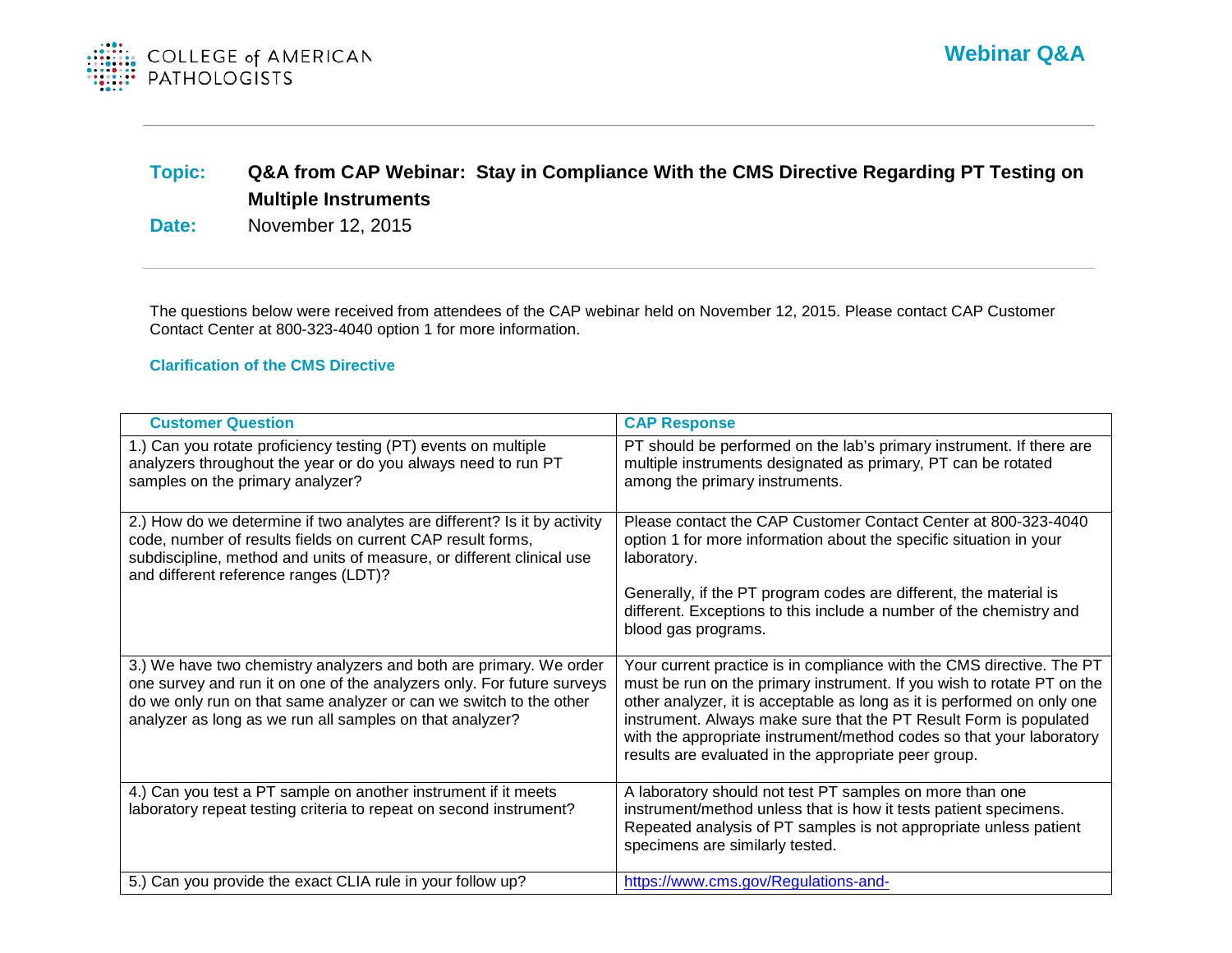# Webinar Q&A

**Topic:** Q&A from CAP Webinar: Stay in Compliance With the CMS Directive Regarding PT Testing on Multiple Instruments

**Date:** November 12, 2015

The questions below were received from attendees of the CAP webinar held on November 12, 2015. Please contact CAP Customer Contact Center at 800-323-4040 option 1 for more information.

## Clarification of the CMS Directive

| Customer Question | CAP Response |
| --- | --- |
| 1.) Can you rotate proficiency testing (PT) events on multiple analyzers throughout the year or do you always need to run PT samples on the primary analyzer? | PT should be performed on the lab's primary instrument. If there are multiple instruments designated as primary, PT can be rotated among the primary instruments. |
| 2.) How do we determine if two analytes are different? Is it by activity code, number of results fields on current CAP result forms, subdiscipline, method and units of measure, or different clinical use and different reference ranges (LDT)? | Please contact the CAP Customer Contact Center at 800-323-4040 option 1 for more information about the specific situation in your laboratory.<br><br>Generally, if the PT program codes are different, the material is different. Exceptions to this include a number of the chemistry and blood gas programs. |
| 3.) We have two chemistry analyzers and both are primary. We order one survey and run it on one of the analyzers only. For future surveys do we only run on that same analyzer or can we switch to the other analyzer as long as we run all samples on that analyzer? | Your current practice is in compliance with the CMS directive. The PT must be run on the primary instrument. If you wish to rotate PT on the other analyzer, it is acceptable as long as it is performed on only one instrument. Always make sure that the PT Result Form is populated with the appropriate instrument/method codes so that your laboratory results are evaluated in the appropriate peer group. |
| 4.) Can you test a PT sample on another instrument if it meets laboratory repeat testing criteria to repeat on second instrument? | A laboratory should not test PT samples on more than one instrument/method unless that is how it tests patient specimens. Repeated analysis of PT samples is not appropriate unless patient specimens are similarly tested. |
| 5.) Can you provide the exact CLIA rule in your follow up? | https://www.cms.gov/Regulations-and- |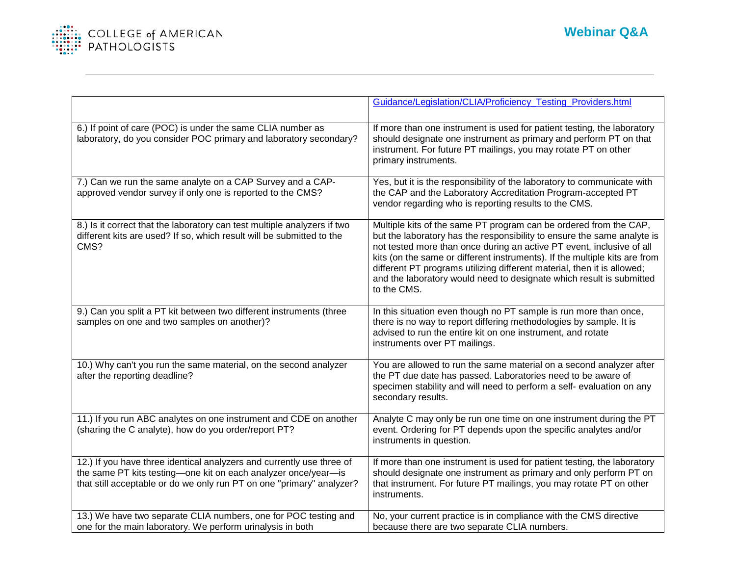| | |
|---|---|
| | Guidance/Legislation/CLIA/Proficiency_Testing_Providers.html |
| 6.) If point of care (POC) is under the same CLIA number as laboratory, do you consider POC primary and laboratory secondary? | If more than one instrument is used for patient testing, the laboratory should designate one instrument as primary and perform PT on that instrument. For future PT mailings, you may rotate PT on other primary instruments. |
| 7.) Can we run the same analyte on a CAP Survey and a CAP-approved vendor survey if only one is reported to the CMS? | Yes, but it is the responsibility of the laboratory to communicate with the CAP and the Laboratory Accreditation Program-accepted PT vendor regarding who is reporting results to the CMS. |
| 8.) Is it correct that the laboratory can test multiple analyzers if two different kits are used? If so, which result will be submitted to the CMS? | Multiple kits of the same PT program can be ordered from the CAP, but the laboratory has the responsibility to ensure the same analyte is not tested more than once during an active PT event, inclusive of all kits (on the same or different instruments). If the multiple kits are from different PT programs utilizing different material, then it is allowed; and the laboratory would need to designate which result is submitted to the CMS. |
| 9.) Can you split a PT kit between two different instruments (three samples on one and two samples on another)? | In this situation even though no PT sample is run more than once, there is no way to report differing methodologies by sample. It is advised to run the entire kit on one instrument, and rotate instruments over PT mailings. |
| 10.) Why can't you run the same material, on the second analyzer after the reporting deadline? | You are allowed to run the same material on a second analyzer after the PT due date has passed. Laboratories need to be aware of specimen stability and will need to perform a self- evaluation on any secondary results. |
| 11.) If you run ABC analytes on one instrument and CDE on another (sharing the C analyte), how do you order/report PT? | Analyte C may only be run one time on one instrument during the PT event. Ordering for PT depends upon the specific analytes and/or instruments in question. |
| 12.) If you have three identical analyzers and currently use three of the same PT kits testing—one kit on each analyzer once/year—is that still acceptable or do we only run PT on one "primary" analyzer? | If more than one instrument is used for patient testing, the laboratory should designate one instrument as primary and only perform PT on that instrument. For future PT mailings, you may rotate PT on other instruments. |
| 13.) We have two separate CLIA numbers, one for POC testing and one for the main laboratory. We perform urinalysis in both | No, your current practice is in compliance with the CMS directive because there are two separate CLIA numbers. |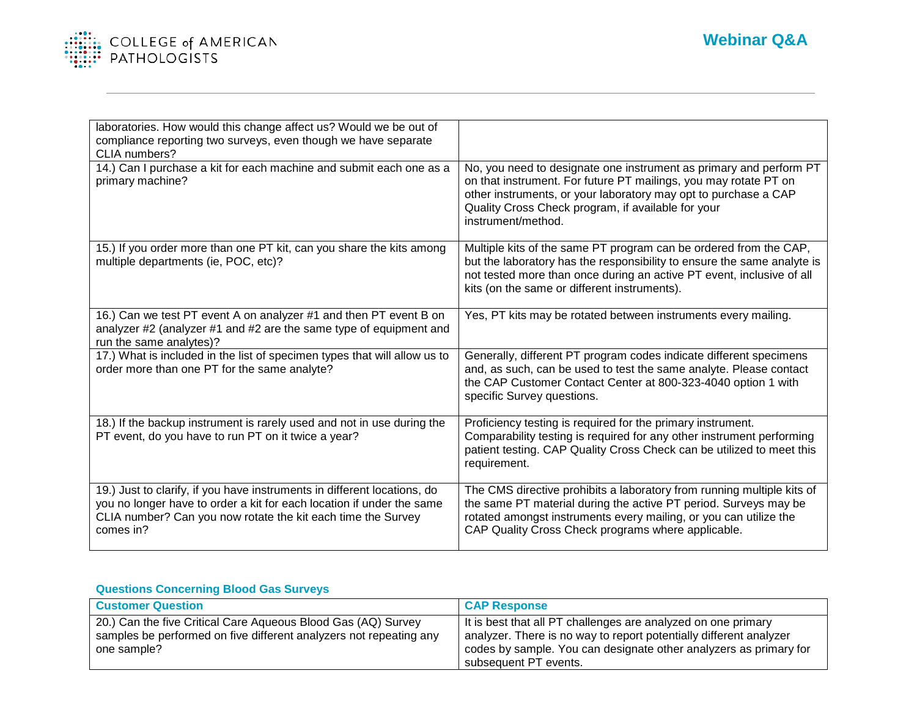| | |
|---|---|
| laboratories. How would this change affect us? Would we be out of compliance reporting two surveys, even though we have separate CLIA numbers? | |
| 14.) Can I purchase a kit for each machine and submit each one as a primary machine? | No, you need to designate one instrument as primary and perform PT on that instrument. For future PT mailings, you may rotate PT on other instruments, or your laboratory may opt to purchase a CAP Quality Cross Check program, if available for your instrument/method. |
| 15.) If you order more than one PT kit, can you share the kits among multiple departments (ie, POC, etc)? | Multiple kits of the same PT program can be ordered from the CAP, but the laboratory has the responsibility to ensure the same analyte is not tested more than once during an active PT event, inclusive of all kits (on the same or different instruments). |
| 16.) Can we test PT event A on analyzer #1 and then PT event B on analyzer #2 (analyzer #1 and #2 are the same type of equipment and run the same analytes)? | Yes, PT kits may be rotated between instruments every mailing. |
| 17.) What is included in the list of specimen types that will allow us to order more than one PT for the same analyte? | Generally, different PT program codes indicate different specimens and, as such, can be used to test the same analyte. Please contact the CAP Customer Contact Center at 800-323-4040 option 1 with specific Survey questions. |
| 18.) If the backup instrument is rarely used and not in use during the PT event, do you have to run PT on it twice a year? | Proficiency testing is required for the primary instrument. Comparability testing is required for any other instrument performing patient testing. CAP Quality Cross Check can be utilized to meet this requirement. |
| 19.) Just to clarify, if you have instruments in different locations, do you no longer have to order a kit for each location if under the same CLIA number? Can you now rotate the kit each time the Survey comes in? | The CMS directive prohibits a laboratory from running multiple kits of the same PT material during the active PT period. Surveys may be rotated amongst instruments every mailing, or you can utilize the CAP Quality Cross Check programs where applicable. |

### Questions Concerning Blood Gas Surveys

| Customer Question | CAP Response |
|---|---|
| 20.) Can the five Critical Care Aqueous Blood Gas (AQ) Survey samples be performed on five different analyzers not repeating any one sample? | It is best that all PT challenges are analyzed on one primary analyzer. There is no way to report potentially different analyzer codes by sample. You can designate other analyzers as primary for subsequent PT events. |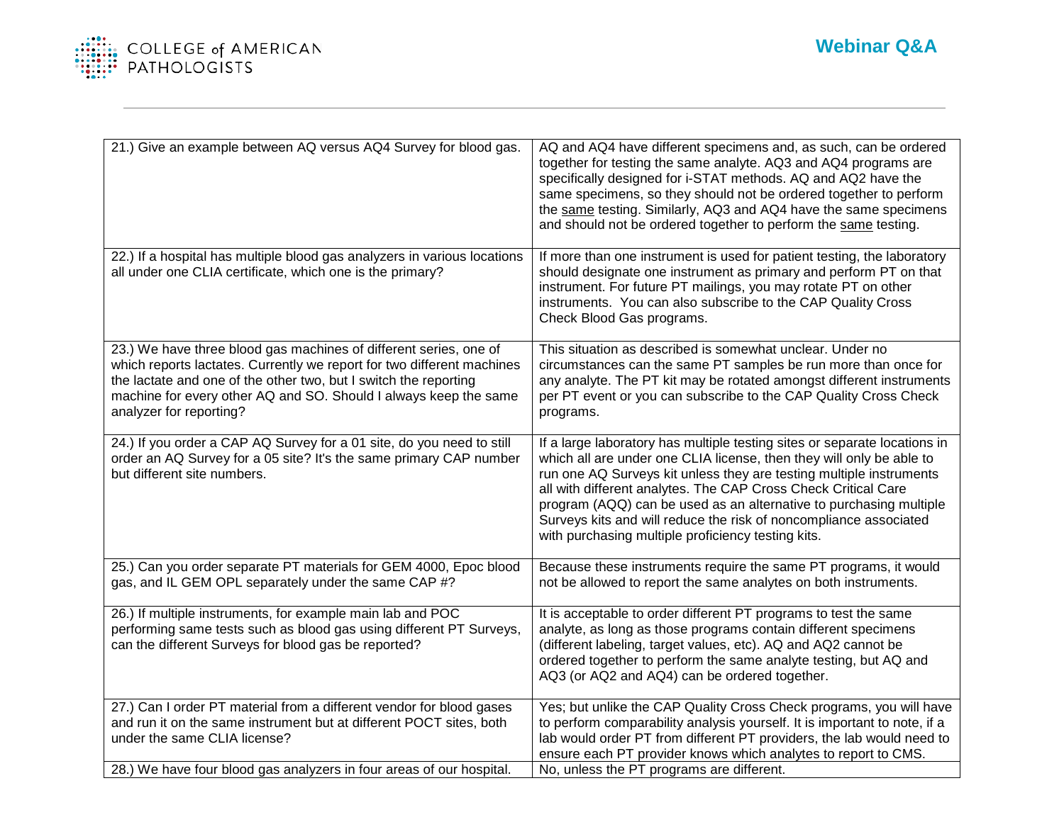| | |
|---|---|
| 21.) Give an example between AQ versus AQ4 Survey for blood gas. | AQ and AQ4 have different specimens and, as such, can be ordered together for testing the same analyte. AQ3 and AQ4 programs are specifically designed for i-STAT methods. AQ and AQ2 have the same specimens, so they should not be ordered together to perform the same testing. Similarly, AQ3 and AQ4 have the same specimens and should not be ordered together to perform the same testing. |
| 22.) If a hospital has multiple blood gas analyzers in various locations all under one CLIA certificate, which one is the primary? | If more than one instrument is used for patient testing, the laboratory should designate one instrument as primary and perform PT on that instrument. For future PT mailings, you may rotate PT on other instruments. You can also subscribe to the CAP Quality Cross Check Blood Gas programs. |
| 23.) We have three blood gas machines of different series, one of which reports lactates. Currently we report for two different machines the lactate and one of the other two, but I switch the reporting machine for every other AQ and SO. Should I always keep the same analyzer for reporting? | This situation as described is somewhat unclear. Under no circumstances can the same PT samples be run more than once for any analyte. The PT kit may be rotated amongst different instruments per PT event or you can subscribe to the CAP Quality Cross Check programs. |
| 24.) If you order a CAP AQ Survey for a 01 site, do you need to still order an AQ Survey for a 05 site? It's the same primary CAP number but different site numbers. | If a large laboratory has multiple testing sites or separate locations in which all are under one CLIA license, then they will only be able to run one AQ Surveys kit unless they are testing multiple instruments all with different analytes. The CAP Cross Check Critical Care program (AQQ) can be used as an alternative to purchasing multiple Surveys kits and will reduce the risk of noncompliance associated with purchasing multiple proficiency testing kits. |
| 25.) Can you order separate PT materials for GEM 4000, Epoc blood gas, and IL GEM OPL separately under the same CAP #? | Because these instruments require the same PT programs, it would not be allowed to report the same analytes on both instruments. |
| 26.) If multiple instruments, for example main lab and POC performing same tests such as blood gas using different PT Surveys, can the different Surveys for blood gas be reported? | It is acceptable to order different PT programs to test the same analyte, as long as those programs contain different specimens (different labeling, target values, etc). AQ and AQ2 cannot be ordered together to perform the same analyte testing, but AQ and AQ3 (or AQ2 and AQ4) can be ordered together. |
| 27.) Can I order PT material from a different vendor for blood gases and run it on the same instrument but at different POCT sites, both under the same CLIA license? | Yes; but unlike the CAP Quality Cross Check programs, you will have to perform comparability analysis yourself. It is important to note, if a lab would order PT from different PT providers, the lab would need to ensure each PT provider knows which analytes to report to CMS. |
| 28.) We have four blood gas analyzers in four areas of our hospital. | No, unless the PT programs are different. |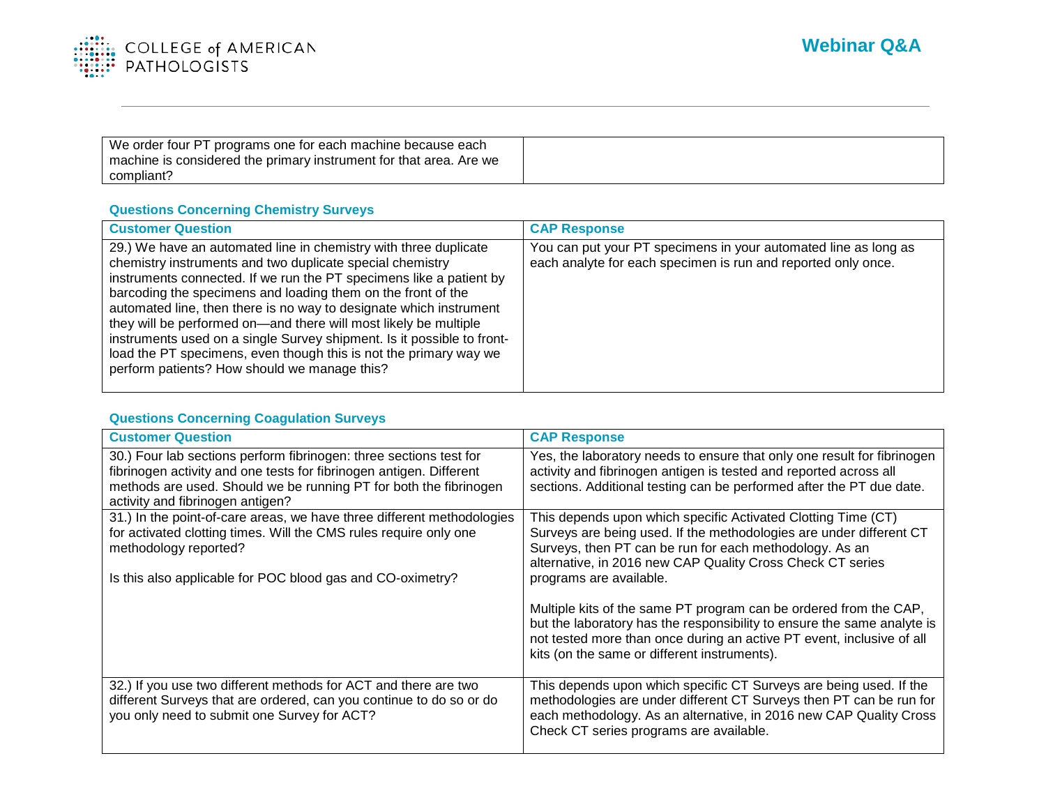| | |
|---|---|
| We order four PT programs one for each machine because each machine is considered the primary instrument for that area. Are we compliant? | |

### Questions Concerning Chemistry Surveys

| Customer Question | CAP Response |
|---|---|
| 29.) We have an automated line in chemistry with three duplicate chemistry instruments and two duplicate special chemistry instruments connected. If we run the PT specimens like a patient by barcoding the specimens and loading them on the front of the automated line, then there is no way to designate which instrument they will be performed on—and there will most likely be multiple instruments used on a single Survey shipment. Is it possible to front-load the PT specimens, even though this is not the primary way we perform patients? How should we manage this? | You can put your PT specimens in your automated line as long as each analyte for each specimen is run and reported only once. |

### Questions Concerning Coagulation Surveys

| Customer Question | CAP Response |
|---|---|
| 30.) Four lab sections perform fibrinogen: three sections test for fibrinogen activity and one tests for fibrinogen antigen. Different methods are used. Should we be running PT for both the fibrinogen activity and fibrinogen antigen? | Yes, the laboratory needs to ensure that only one result for fibrinogen activity and fibrinogen antigen is tested and reported across all sections. Additional testing can be performed after the PT due date. |
| 31.) In the point-of-care areas, we have three different methodologies for activated clotting times. Will the CMS rules require only one methodology reported?<br><br>Is this also applicable for POC blood gas and CO-oximetry? | This depends upon which specific Activated Clotting Time (CT) Surveys are being used. If the methodologies are under different CT Surveys, then PT can be run for each methodology. As an alternative, in 2016 new CAP Quality Cross Check CT series programs are available.<br><br>Multiple kits of the same PT program can be ordered from the CAP, but the laboratory has the responsibility to ensure the same analyte is not tested more than once during an active PT event, inclusive of all kits (on the same or different instruments). |
| 32.) If you use two different methods for ACT and there are two different Surveys that are ordered, can you continue to do so or do you only need to submit one Survey for ACT? | This depends upon which specific CT Surveys are being used. If the methodologies are under different CT Surveys then PT can be run for each methodology. As an alternative, in 2016 new CAP Quality Cross Check CT series programs are available. |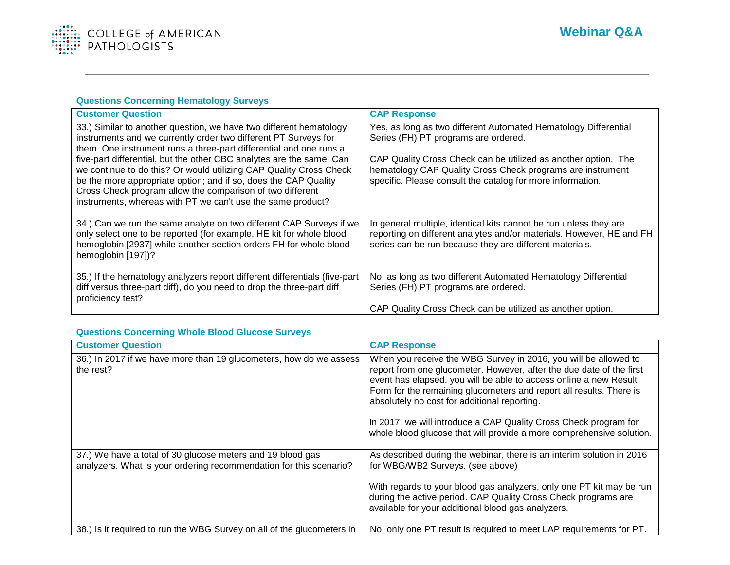### Questions Concerning Hematology Surveys

| Customer Question | CAP Response |
|---|---|
| 33.) Similar to another question, we have two different hematology instruments and we currently order two different PT Surveys for them. One instrument runs a three-part differential and one runs a five-part differential, but the other CBC analytes are the same. Can we continue to do this? Or would utilizing CAP Quality Cross Check be the more appropriate option; and if so, does the CAP Quality Cross Check program allow the comparison of two different instruments, whereas with PT we can't use the same product? | Yes, as long as two different Automated Hematology Differential Series (FH) PT programs are ordered.<br><br>CAP Quality Cross Check can be utilized as another option. The hematology CAP Quality Cross Check programs are instrument specific. Please consult the catalog for more information. |
| 34.) Can we run the same analyte on two different CAP Surveys if we only select one to be reported (for example, HE kit for whole blood hemoglobin [2937] while another section orders FH for whole blood hemoglobin [197])? | In general multiple, identical kits cannot be run unless they are reporting on different analytes and/or materials. However, HE and FH series can be run because they are different materials. |
| 35.) If the hematology analyzers report different differentials (five-part diff versus three-part diff), do you need to drop the three-part diff proficiency test? | No, as long as two different Automated Hematology Differential Series (FH) PT programs are ordered.<br><br>CAP Quality Cross Check can be utilized as another option. |

### Questions Concerning Whole Blood Glucose Surveys

| Customer Question | CAP Response |
|---|---|
| 36.) In 2017 if we have more than 19 glucometers, how do we assess the rest? | When you receive the WBG Survey in 2016, you will be allowed to report from one glucometer. However, after the due date of the first event has elapsed, you will be able to access online a new Result Form for the remaining glucometers and report all results. There is absolutely no cost for additional reporting.<br><br>In 2017, we will introduce a CAP Quality Cross Check program for whole blood glucose that will provide a more comprehensive solution. |
| 37.) We have a total of 30 glucose meters and 19 blood gas analyzers. What is your ordering recommendation for this scenario? | As described during the webinar, there is an interim solution in 2016 for WBG/WB2 Surveys. (see above)<br><br>With regards to your blood gas analyzers, only one PT kit may be run during the active period. CAP Quality Cross Check programs are available for your additional blood gas analyzers. |
| 38.) Is it required to run the WBG Survey on all of the glucometers in | No, only one PT result is required to meet LAP requirements for PT. |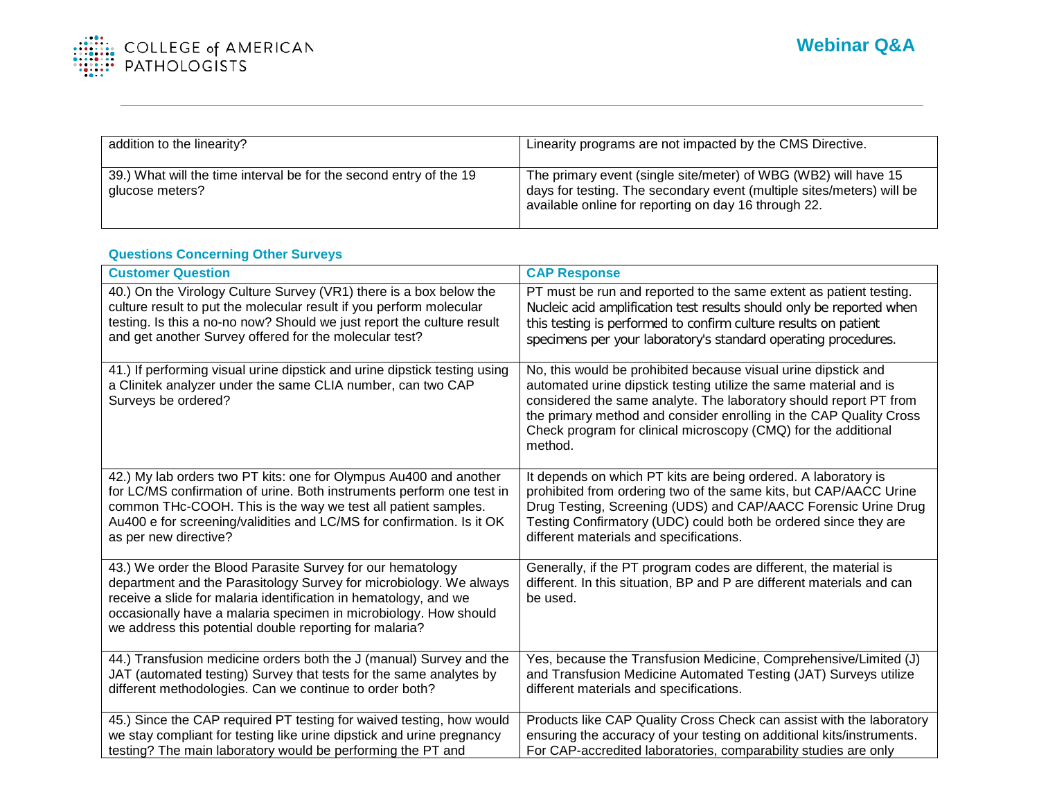| | |
|---|---|
| addition to the linearity? | Linearity programs are not impacted by the CMS Directive. |
| 39.) What will the time interval be for the second entry of the 19 glucose meters? | The primary event (single site/meter) of WBG (WB2) will have 15 days for testing. The secondary event (multiple sites/meters) will be available online for reporting on day 16 through 22. |

### Questions Concerning Other Surveys

| Customer Question | CAP Response |
|---|---|
| 40.) On the Virology Culture Survey (VR1) there is a box below the culture result to put the molecular result if you perform molecular testing. Is this a no-no now? Should we just report the culture result and get another Survey offered for the molecular test? | PT must be run and reported to the same extent as patient testing. Nucleic acid amplification test results should only be reported when this testing is performed to confirm culture results on patient specimens per your laboratory's standard operating procedures. |
| 41.) If performing visual urine dipstick and urine dipstick testing using a Clinitek analyzer under the same CLIA number, can two CAP Surveys be ordered? | No, this would be prohibited because visual urine dipstick and automated urine dipstick testing utilize the same material and is considered the same analyte. The laboratory should report PT from the primary method and consider enrolling in the CAP Quality Cross Check program for clinical microscopy (CMQ) for the additional method. |
| 42.) My lab orders two PT kits: one for Olympus Au400 and another for LC/MS confirmation of urine. Both instruments perform one test in common THc-COOH. This is the way we test all patient samples. Au400 e for screening/validities and LC/MS for confirmation. Is it OK as per new directive? | It depends on which PT kits are being ordered. A laboratory is prohibited from ordering two of the same kits, but CAP/AACC Urine Drug Testing, Screening (UDS) and CAP/AACC Forensic Urine Drug Testing Confirmatory (UDC) could both be ordered since they are different materials and specifications. |
| 43.) We order the Blood Parasite Survey for our hematology department and the Parasitology Survey for microbiology. We always receive a slide for malaria identification in hematology, and we occasionally have a malaria specimen in microbiology. How should we address this potential double reporting for malaria? | Generally, if the PT program codes are different, the material is different. In this situation, BP and P are different materials and can be used. |
| 44.) Transfusion medicine orders both the J (manual) Survey and the JAT (automated testing) Survey that tests for the same analytes by different methodologies. Can we continue to order both? | Yes, because the Transfusion Medicine, Comprehensive/Limited (J) and Transfusion Medicine Automated Testing (JAT) Surveys utilize different materials and specifications. |
| 45.) Since the CAP required PT testing for waived testing, how would we stay compliant for testing like urine dipstick and urine pregnancy testing? The main laboratory would be performing the PT and | Products like CAP Quality Cross Check can assist with the laboratory ensuring the accuracy of your testing on additional kits/instruments. For CAP-accredited laboratories, comparability studies are only |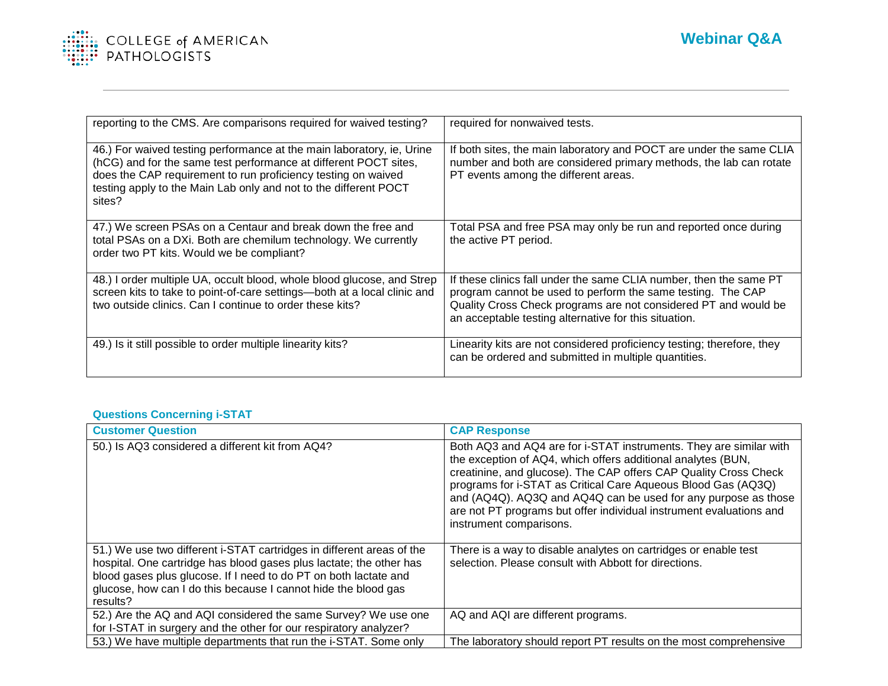| | |
|---|---|
| reporting to the CMS. Are comparisons required for waived testing? | required for nonwaived tests. |
| 46.) For waived testing performance at the main laboratory, ie, Urine (hCG) and for the same test performance at different POCT sites, does the CAP requirement to run proficiency testing on waived testing apply to the Main Lab only and not to the different POCT sites? | If both sites, the main laboratory and POCT are under the same CLIA number and both are considered primary methods, the lab can rotate PT events among the different areas. |
| 47.) We screen PSAs on a Centaur and break down the free and total PSAs on a DXi. Both are chemilum technology. We currently order two PT kits. Would we be compliant? | Total PSA and free PSA may only be run and reported once during the active PT period. |
| 48.) I order multiple UA, occult blood, whole blood glucose, and Strep screen kits to take to point-of-care settings—both at a local clinic and two outside clinics. Can I continue to order these kits? | If these clinics fall under the same CLIA number, then the same PT program cannot be used to perform the same testing. The CAP Quality Cross Check programs are not considered PT and would be an acceptable testing alternative for this situation. |
| 49.) Is it still possible to order multiple linearity kits? | Linearity kits are not considered proficiency testing; therefore, they can be ordered and submitted in multiple quantities. |

### Questions Concerning i-STAT

| Customer Question | CAP Response |
|---|---|
| 50.) Is AQ3 considered a different kit from AQ4? | Both AQ3 and AQ4 are for i-STAT instruments. They are similar with the exception of AQ4, which offers additional analytes (BUN, creatinine, and glucose). The CAP offers CAP Quality Cross Check programs for i-STAT as Critical Care Aqueous Blood Gas (AQ3Q) and (AQ4Q). AQ3Q and AQ4Q can be used for any purpose as those are not PT programs but offer individual instrument evaluations and instrument comparisons. |
| 51.) We use two different i-STAT cartridges in different areas of the hospital. One cartridge has blood gases plus lactate; the other has blood gases plus glucose. If I need to do PT on both lactate and glucose, how can I do this because I cannot hide the blood gas results? | There is a way to disable analytes on cartridges or enable test selection. Please consult with Abbott for directions. |
| 52.) Are the AQ and AQI considered the same Survey? We use one for I-STAT in surgery and the other for our respiratory analyzer? | AQ and AQI are different programs. |
| 53.) We have multiple departments that run the i-STAT. Some only | The laboratory should report PT results on the most comprehensive |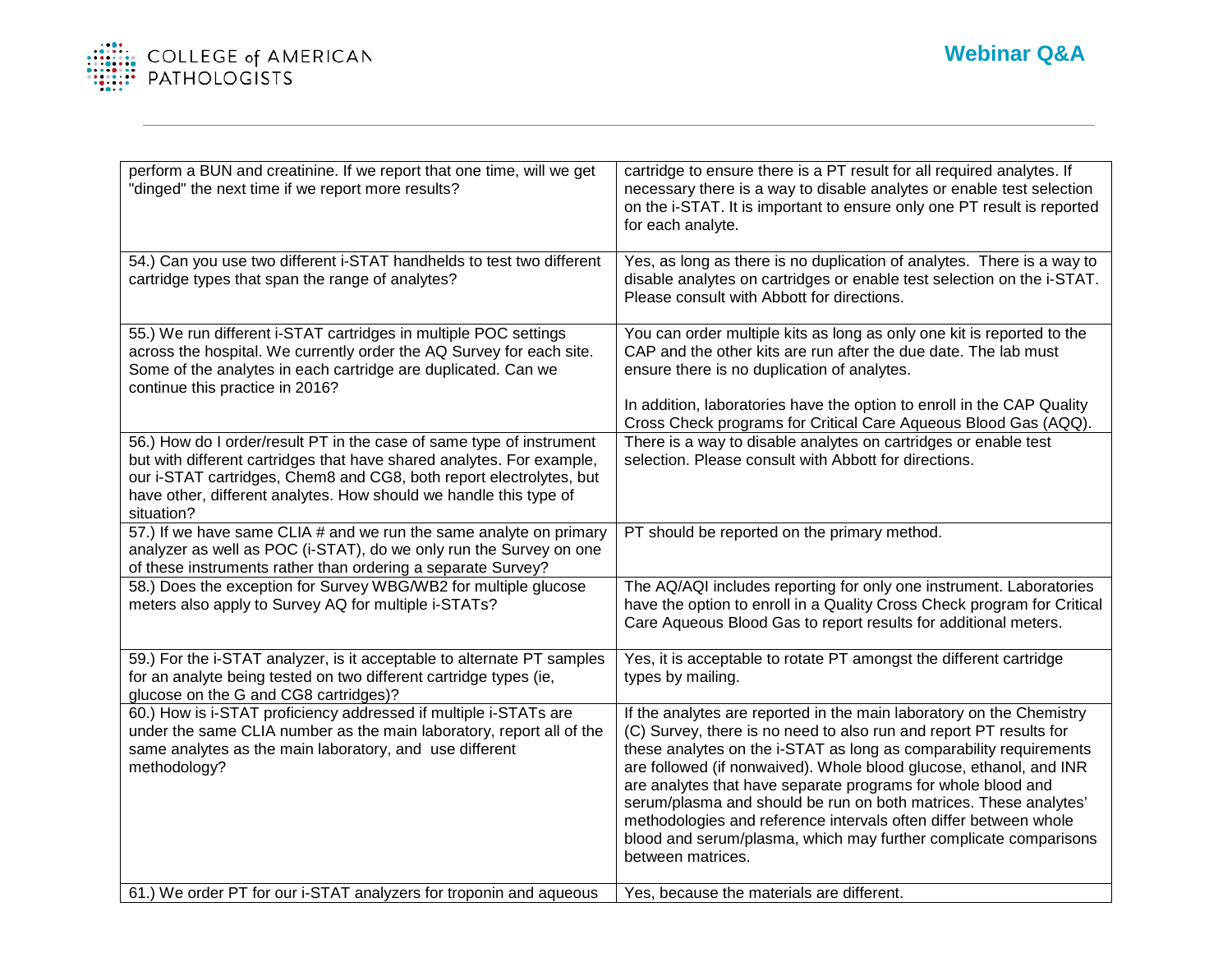| | |
|---|---|
| perform a BUN and creatinine. If we report that one time, will we get "dinged" the next time if we report more results? | cartridge to ensure there is a PT result for all required analytes. If necessary there is a way to disable analytes or enable test selection on the i-STAT. It is important to ensure only one PT result is reported for each analyte. |
| 54.) Can you use two different i-STAT handhelds to test two different cartridge types that span the range of analytes? | Yes, as long as there is no duplication of analytes. There is a way to disable analytes on cartridges or enable test selection on the i-STAT. Please consult with Abbott for directions. |
| 55.) We run different i-STAT cartridges in multiple POC settings across the hospital. We currently order the AQ Survey for each site. Some of the analytes in each cartridge are duplicated. Can we continue this practice in 2016? | You can order multiple kits as long as only one kit is reported to the CAP and the other kits are run after the due date. The lab must ensure there is no duplication of analytes.<br><br>In addition, laboratories have the option to enroll in the CAP Quality Cross Check programs for Critical Care Aqueous Blood Gas (AQQ). |
| 56.) How do I order/result PT in the case of same type of instrument but with different cartridges that have shared analytes. For example, our i-STAT cartridges, Chem8 and CG8, both report electrolytes, but have other, different analytes. How should we handle this type of situation? | There is a way to disable analytes on cartridges or enable test selection. Please consult with Abbott for directions. |
| 57.) If we have same CLIA # and we run the same analyte on primary analyzer as well as POC (i-STAT), do we only run the Survey on one of these instruments rather than ordering a separate Survey? | PT should be reported on the primary method. |
| 58.) Does the exception for Survey WBG/WB2 for multiple glucose meters also apply to Survey AQ for multiple i-STATs? | The AQ/AQI includes reporting for only one instrument. Laboratories have the option to enroll in a Quality Cross Check program for Critical Care Aqueous Blood Gas to report results for additional meters. |
| 59.) For the i-STAT analyzer, is it acceptable to alternate PT samples for an analyte being tested on two different cartridge types (ie, glucose on the G and CG8 cartridges)? | Yes, it is acceptable to rotate PT amongst the different cartridge types by mailing. |
| 60.) How is i-STAT proficiency addressed if multiple i-STATs are under the same CLIA number as the main laboratory, report all of the same analytes as the main laboratory, and use different methodology? | If the analytes are reported in the main laboratory on the Chemistry (C) Survey, there is no need to also run and report PT results for these analytes on the i-STAT as long as comparability requirements are followed (if nonwaived). Whole blood glucose, ethanol, and INR are analytes that have separate programs for whole blood and serum/plasma and should be run on both matrices. These analytes' methodologies and reference intervals often differ between whole blood and serum/plasma, which may further complicate comparisons between matrices. |
| 61.) We order PT for our i-STAT analyzers for troponin and aqueous | Yes, because the materials are different. |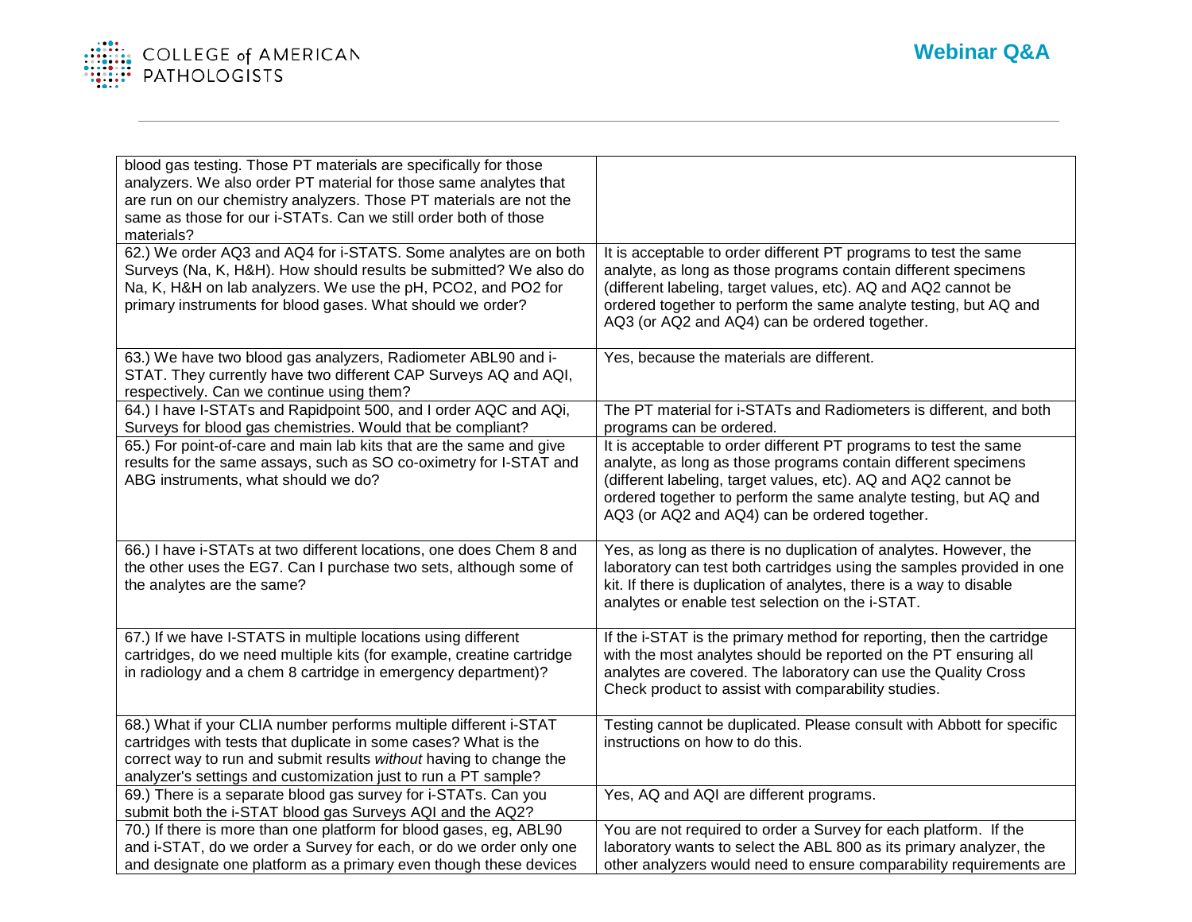| | |
|---|---|
| blood gas testing. Those PT materials are specifically for those analyzers. We also order PT material for those same analytes that are run on our chemistry analyzers. Those PT materials are not the same as those for our i-STATs. Can we still order both of those materials? | |
| 62.) We order AQ3 and AQ4 for i-STATS. Some analytes are on both Surveys (Na, K, H&H). How should results be submitted? We also do Na, K, H&H on lab analyzers. We use the pH, PCO2, and PO2 for primary instruments for blood gases. What should we order? | It is acceptable to order different PT programs to test the same analyte, as long as those programs contain different specimens (different labeling, target values, etc). AQ and AQ2 cannot be ordered together to perform the same analyte testing, but AQ and AQ3 (or AQ2 and AQ4) can be ordered together. |
| 63.) We have two blood gas analyzers, Radiometer ABL90 and i-STAT. They currently have two different CAP Surveys AQ and AQI, respectively. Can we continue using them? | Yes, because the materials are different. |
| 64.) I have I-STATs and Rapidpoint 500, and I order AQC and AQi, Surveys for blood gas chemistries. Would that be compliant? | The PT material for i-STATs and Radiometers is different, and both programs can be ordered. |
| 65.) For point-of-care and main lab kits that are the same and give results for the same assays, such as SO co-oximetry for I-STAT and ABG instruments, what should we do? | It is acceptable to order different PT programs to test the same analyte, as long as those programs contain different specimens (different labeling, target values, etc). AQ and AQ2 cannot be ordered together to perform the same analyte testing, but AQ and AQ3 (or AQ2 and AQ4) can be ordered together. |
| 66.) I have i-STATs at two different locations, one does Chem 8 and the other uses the EG7. Can I purchase two sets, although some of the analytes are the same? | Yes, as long as there is no duplication of analytes. However, the laboratory can test both cartridges using the samples provided in one kit. If there is duplication of analytes, there is a way to disable analytes or enable test selection on the i-STAT. |
| 67.) If we have I-STATS in multiple locations using different cartridges, do we need multiple kits (for example, creatine cartridge in radiology and a chem 8 cartridge in emergency department)? | If the i-STAT is the primary method for reporting, then the cartridge with the most analytes should be reported on the PT ensuring all analytes are covered. The laboratory can use the Quality Cross Check product to assist with comparability studies. |
| 68.) What if your CLIA number performs multiple different i-STAT cartridges with tests that duplicate in some cases? What is the correct way to run and submit results *without* having to change the analyzer's settings and customization just to run a PT sample? | Testing cannot be duplicated. Please consult with Abbott for specific instructions on how to do this. |
| 69.) There is a separate blood gas survey for i-STATs. Can you submit both the i-STAT blood gas Surveys AQI and the AQ2? | Yes, AQ and AQI are different programs. |
| 70.) If there is more than one platform for blood gases, eg, ABL90 and i-STAT, do we order a Survey for each, or do we order only one and designate one platform as a primary even though these devices | You are not required to order a Survey for each platform. If the laboratory wants to select the ABL 800 as its primary analyzer, the other analyzers would need to ensure comparability requirements are |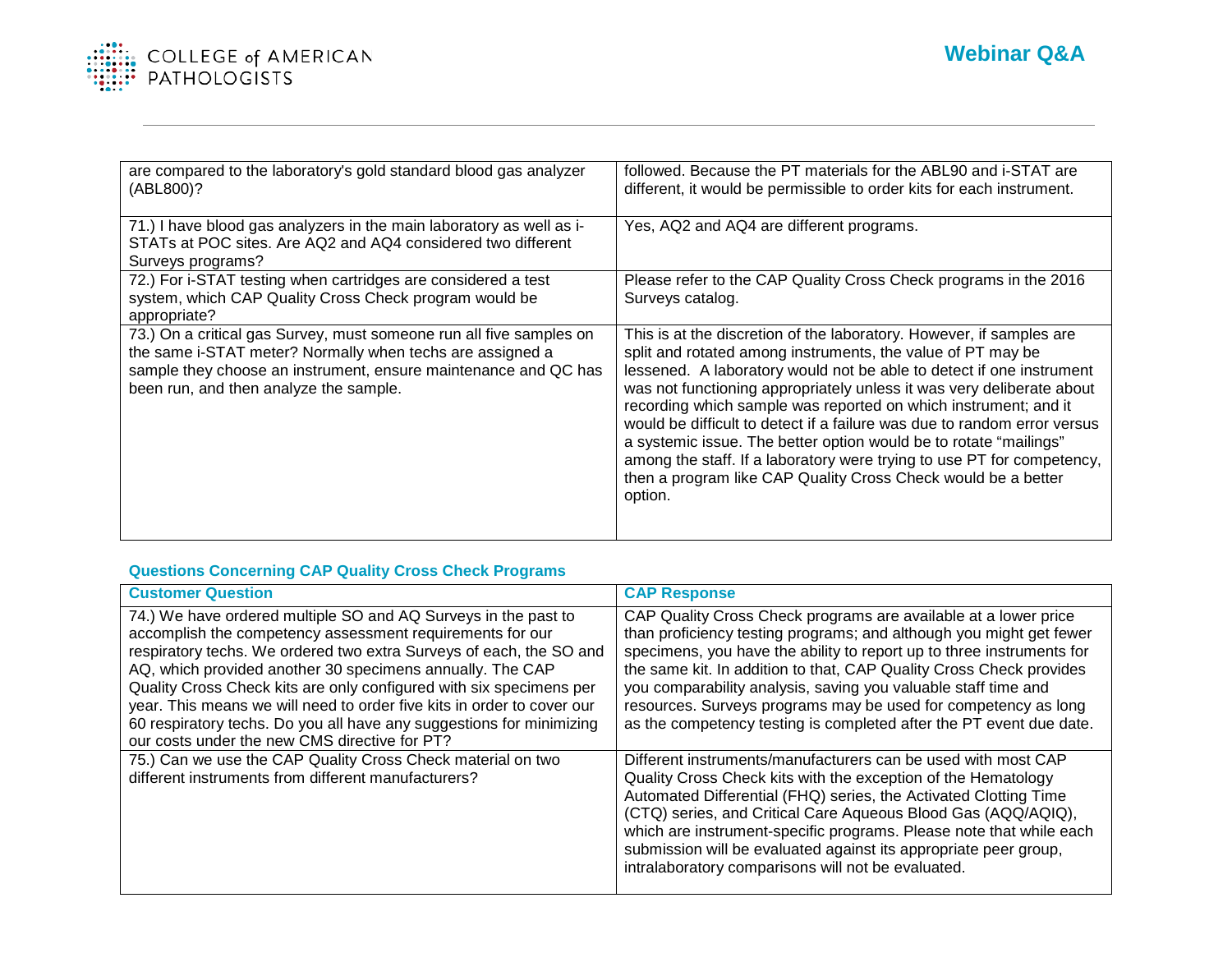| | |
|---|---|
| are compared to the laboratory's gold standard blood gas analyzer (ABL800)? | followed. Because the PT materials for the ABL90 and i-STAT are different, it would be permissible to order kits for each instrument. |
| 71.) I have blood gas analyzers in the main laboratory as well as i-STATs at POC sites. Are AQ2 and AQ4 considered two different Surveys programs? | Yes, AQ2 and AQ4 are different programs. |
| 72.) For i-STAT testing when cartridges are considered a test system, which CAP Quality Cross Check program would be appropriate? | Please refer to the CAP Quality Cross Check programs in the 2016 Surveys catalog. |
| 73.) On a critical gas Survey, must someone run all five samples on the same i-STAT meter? Normally when techs are assigned a sample they choose an instrument, ensure maintenance and QC has been run, and then analyze the sample. | This is at the discretion of the laboratory. However, if samples are split and rotated among instruments, the value of PT may be lessened. A laboratory would not be able to detect if one instrument was not functioning appropriately unless it was very deliberate about recording which sample was reported on which instrument; and it would be difficult to detect if a failure was due to random error versus a systemic issue. The better option would be to rotate "mailings" among the staff. If a laboratory were trying to use PT for competency, then a program like CAP Quality Cross Check would be a better option. |

### Questions Concerning CAP Quality Cross Check Programs

| Customer Question | CAP Response |
|---|---|
| 74.) We have ordered multiple SO and AQ Surveys in the past to accomplish the competency assessment requirements for our respiratory techs. We ordered two extra Surveys of each, the SO and AQ, which provided another 30 specimens annually. The CAP Quality Cross Check kits are only configured with six specimens per year. This means we will need to order five kits in order to cover our 60 respiratory techs. Do you all have any suggestions for minimizing our costs under the new CMS directive for PT? | CAP Quality Cross Check programs are available at a lower price than proficiency testing programs; and although you might get fewer specimens, you have the ability to report up to three instruments for the same kit. In addition to that, CAP Quality Cross Check provides you comparability analysis, saving you valuable staff time and resources. Surveys programs may be used for competency as long as the competency testing is completed after the PT event due date. |
| 75.) Can we use the CAP Quality Cross Check material on two different instruments from different manufacturers? | Different instruments/manufacturers can be used with most CAP Quality Cross Check kits with the exception of the Hematology Automated Differential (FHQ) series, the Activated Clotting Time (CTQ) series, and Critical Care Aqueous Blood Gas (AQQ/AQIQ), which are instrument-specific programs. Please note that while each submission will be evaluated against its appropriate peer group, intralaboratory comparisons will not be evaluated. |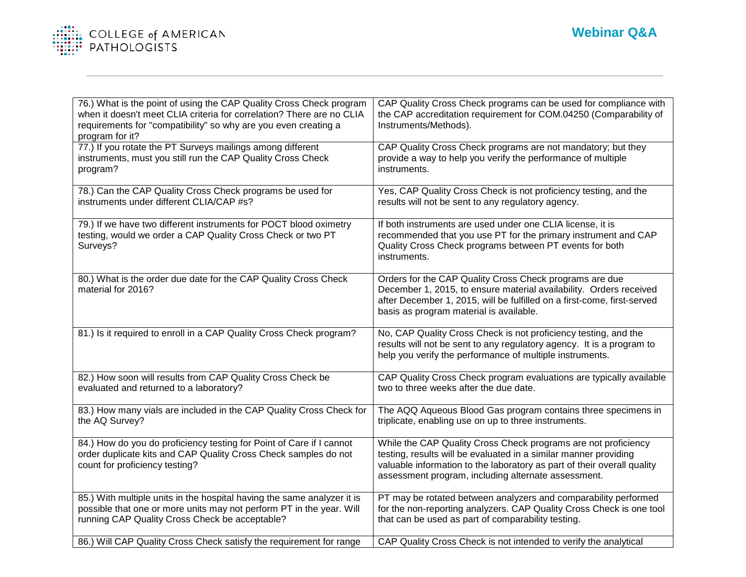| | |
|---|---|
| 76.) What is the point of using the CAP Quality Cross Check program when it doesn't meet CLIA criteria for correlation? There are no CLIA requirements for "compatibility" so why are you even creating a program for it? | CAP Quality Cross Check programs can be used for compliance with the CAP accreditation requirement for COM.04250 (Comparability of Instruments/Methods). |
| 77.) If you rotate the PT Surveys mailings among different instruments, must you still run the CAP Quality Cross Check program? | CAP Quality Cross Check programs are not mandatory; but they provide a way to help you verify the performance of multiple instruments. |
| 78.) Can the CAP Quality Cross Check programs be used for instruments under different CLIA/CAP #s? | Yes, CAP Quality Cross Check is not proficiency testing, and the results will not be sent to any regulatory agency. |
| 79.) If we have two different instruments for POCT blood oximetry testing, would we order a CAP Quality Cross Check or two PT Surveys? | If both instruments are used under one CLIA license, it is recommended that you use PT for the primary instrument and CAP Quality Cross Check programs between PT events for both instruments. |
| 80.) What is the order due date for the CAP Quality Cross Check material for 2016? | Orders for the CAP Quality Cross Check programs are due December 1, 2015, to ensure material availability. Orders received after December 1, 2015, will be fulfilled on a first-come, first-served basis as program material is available. |
| 81.) Is it required to enroll in a CAP Quality Cross Check program? | No, CAP Quality Cross Check is not proficiency testing, and the results will not be sent to any regulatory agency. It is a program to help you verify the performance of multiple instruments. |
| 82.) How soon will results from CAP Quality Cross Check be evaluated and returned to a laboratory? | CAP Quality Cross Check program evaluations are typically available two to three weeks after the due date. |
| 83.) How many vials are included in the CAP Quality Cross Check for the AQ Survey? | The AQQ Aqueous Blood Gas program contains three specimens in triplicate, enabling use on up to three instruments. |
| 84.) How do you do proficiency testing for Point of Care if I cannot order duplicate kits and CAP Quality Cross Check samples do not count for proficiency testing? | While the CAP Quality Cross Check programs are not proficiency testing, results will be evaluated in a similar manner providing valuable information to the laboratory as part of their overall quality assessment program, including alternate assessment. |
| 85.) With multiple units in the hospital having the same analyzer it is possible that one or more units may not perform PT in the year. Will running CAP Quality Cross Check be acceptable? | PT may be rotated between analyzers and comparability performed for the non-reporting analyzers. CAP Quality Cross Check is one tool that can be used as part of comparability testing. |
| 86.) Will CAP Quality Cross Check satisfy the requirement for range | CAP Quality Cross Check is not intended to verify the analytical |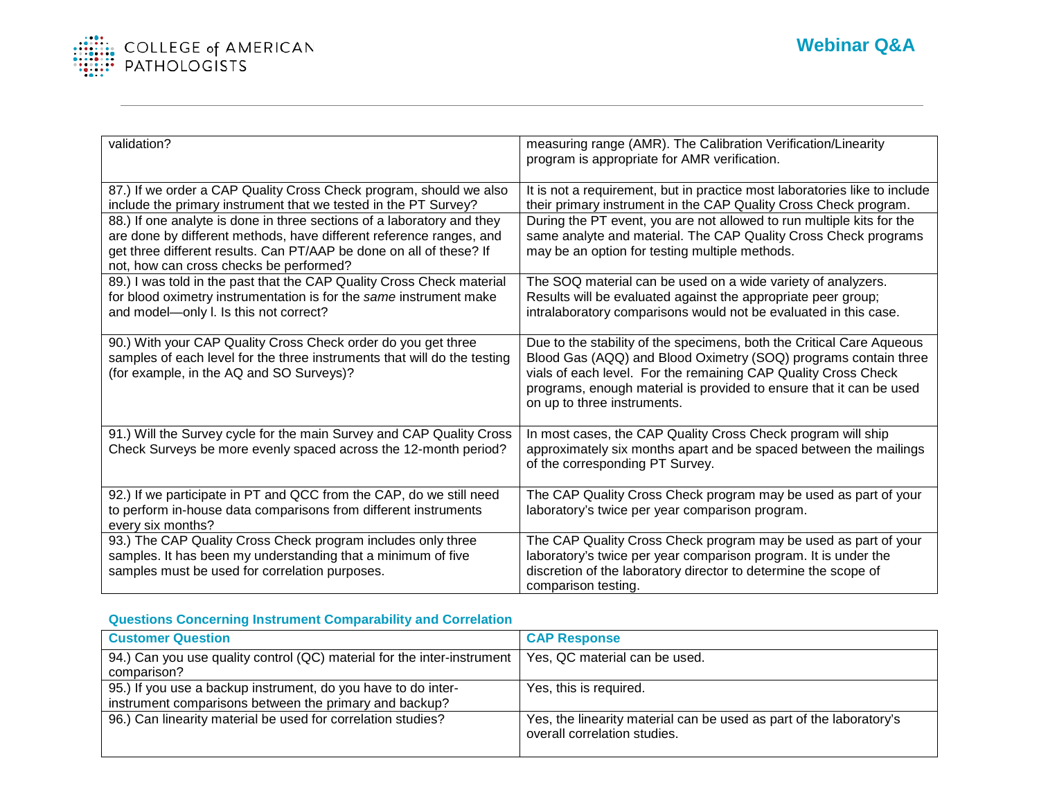| | |
|---|---|
| validation? | measuring range (AMR). The Calibration Verification/Linearity program is appropriate for AMR verification. |
| 87.) If we order a CAP Quality Cross Check program, should we also include the primary instrument that we tested in the PT Survey? | It is not a requirement, but in practice most laboratories like to include their primary instrument in the CAP Quality Cross Check program. |
| 88.) If one analyte is done in three sections of a laboratory and they are done by different methods, have different reference ranges, and get three different results. Can PT/AAP be done on all of these? If not, how can cross checks be performed? | During the PT event, you are not allowed to run multiple kits for the same analyte and material. The CAP Quality Cross Check programs may be an option for testing multiple methods. |
| 89.) I was told in the past that the CAP Quality Cross Check material for blood oximetry instrumentation is for the *same* instrument make and model—only l. Is this not correct? | The SOQ material can be used on a wide variety of analyzers. Results will be evaluated against the appropriate peer group; intralaboratory comparisons would not be evaluated in this case. |
| 90.) With your CAP Quality Cross Check order do you get three samples of each level for the three instruments that will do the testing (for example, in the AQ and SO Surveys)? | Due to the stability of the specimens, both the Critical Care Aqueous Blood Gas (AQQ) and Blood Oximetry (SOQ) programs contain three vials of each level. For the remaining CAP Quality Cross Check programs, enough material is provided to ensure that it can be used on up to three instruments. |
| 91.) Will the Survey cycle for the main Survey and CAP Quality Cross Check Surveys be more evenly spaced across the 12-month period? | In most cases, the CAP Quality Cross Check program will ship approximately six months apart and be spaced between the mailings of the corresponding PT Survey. |
| 92.) If we participate in PT and QCC from the CAP, do we still need to perform in-house data comparisons from different instruments every six months? | The CAP Quality Cross Check program may be used as part of your laboratory's twice per year comparison program. |
| 93.) The CAP Quality Cross Check program includes only three samples. It has been my understanding that a minimum of five samples must be used for correlation purposes. | The CAP Quality Cross Check program may be used as part of your laboratory's twice per year comparison program. It is under the discretion of the laboratory director to determine the scope of comparison testing. |

### Questions Concerning Instrument Comparability and Correlation

| Customer Question | CAP Response |
|---|---|
| 94.) Can you use quality control (QC) material for the inter-instrument comparison? | Yes, QC material can be used. |
| 95.) If you use a backup instrument, do you have to do inter-instrument comparisons between the primary and backup? | Yes, this is required. |
| 96.) Can linearity material be used for correlation studies? | Yes, the linearity material can be used as part of the laboratory's overall correlation studies. |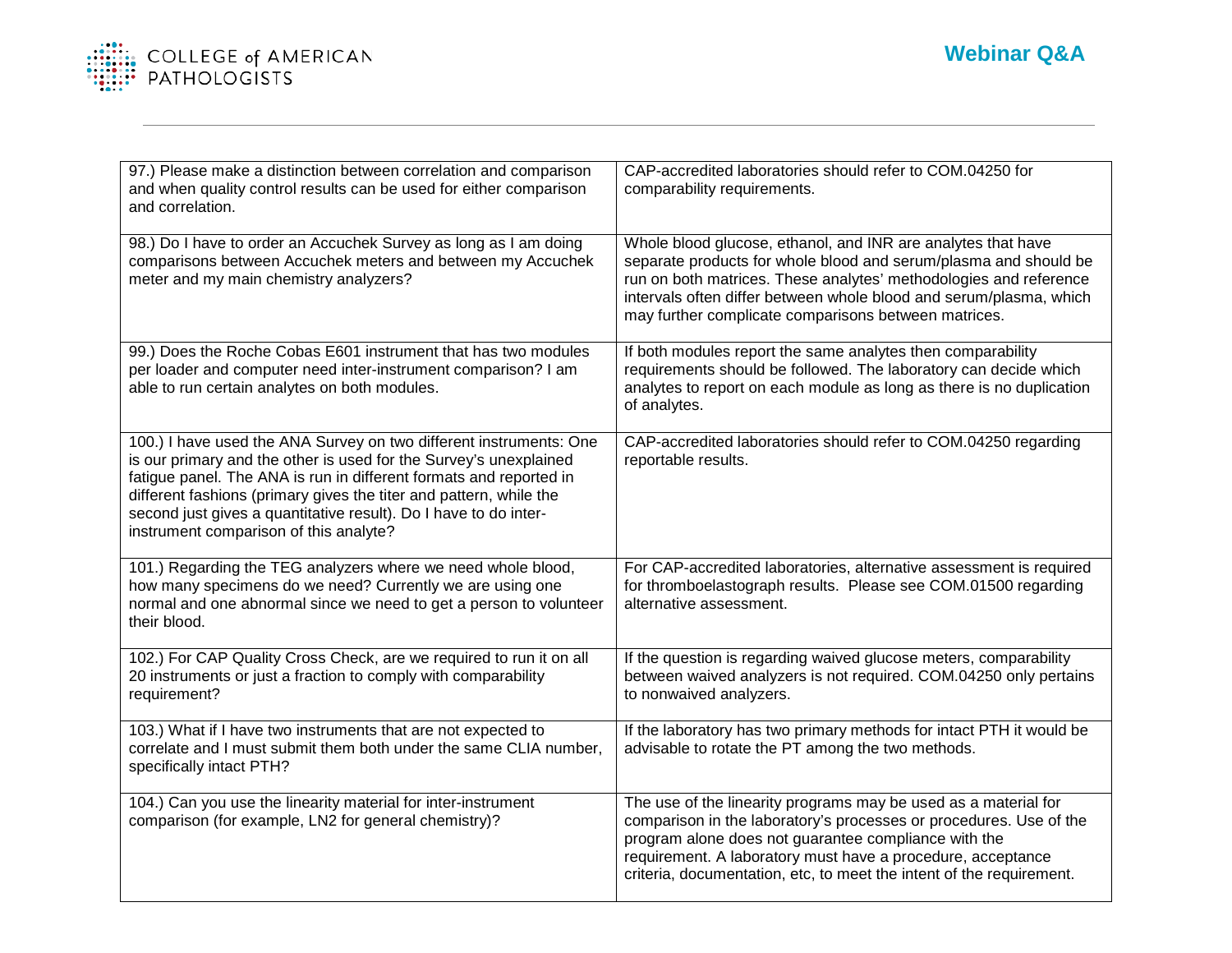| | |
|---|---|
| 97.) Please make a distinction between correlation and comparison and when quality control results can be used for either comparison and correlation. | CAP-accredited laboratories should refer to COM.04250 for comparability requirements. |
| 98.) Do I have to order an Accuchek Survey as long as I am doing comparisons between Accuchek meters and between my Accuchek meter and my main chemistry analyzers? | Whole blood glucose, ethanol, and INR are analytes that have separate products for whole blood and serum/plasma and should be run on both matrices. These analytes' methodologies and reference intervals often differ between whole blood and serum/plasma, which may further complicate comparisons between matrices. |
| 99.) Does the Roche Cobas E601 instrument that has two modules per loader and computer need inter-instrument comparison? I am able to run certain analytes on both modules. | If both modules report the same analytes then comparability requirements should be followed. The laboratory can decide which analytes to report on each module as long as there is no duplication of analytes. |
| 100.) I have used the ANA Survey on two different instruments: One is our primary and the other is used for the Survey's unexplained fatigue panel. The ANA is run in different formats and reported in different fashions (primary gives the titer and pattern, while the second just gives a quantitative result). Do I have to do inter-instrument comparison of this analyte? | CAP-accredited laboratories should refer to COM.04250 regarding reportable results. |
| 101.) Regarding the TEG analyzers where we need whole blood, how many specimens do we need? Currently we are using one normal and one abnormal since we need to get a person to volunteer their blood. | For CAP-accredited laboratories, alternative assessment is required for thromboelastograph results. Please see COM.01500 regarding alternative assessment. |
| 102.) For CAP Quality Cross Check, are we required to run it on all 20 instruments or just a fraction to comply with comparability requirement? | If the question is regarding waived glucose meters, comparability between waived analyzers is not required. COM.04250 only pertains to nonwaived analyzers. |
| 103.) What if I have two instruments that are not expected to correlate and I must submit them both under the same CLIA number, specifically intact PTH? | If the laboratory has two primary methods for intact PTH it would be advisable to rotate the PT among the two methods. |
| 104.) Can you use the linearity material for inter-instrument comparison (for example, LN2 for general chemistry)? | The use of the linearity programs may be used as a material for comparison in the laboratory's processes or procedures. Use of the program alone does not guarantee compliance with the requirement. A laboratory must have a procedure, acceptance criteria, documentation, etc, to meet the intent of the requirement. |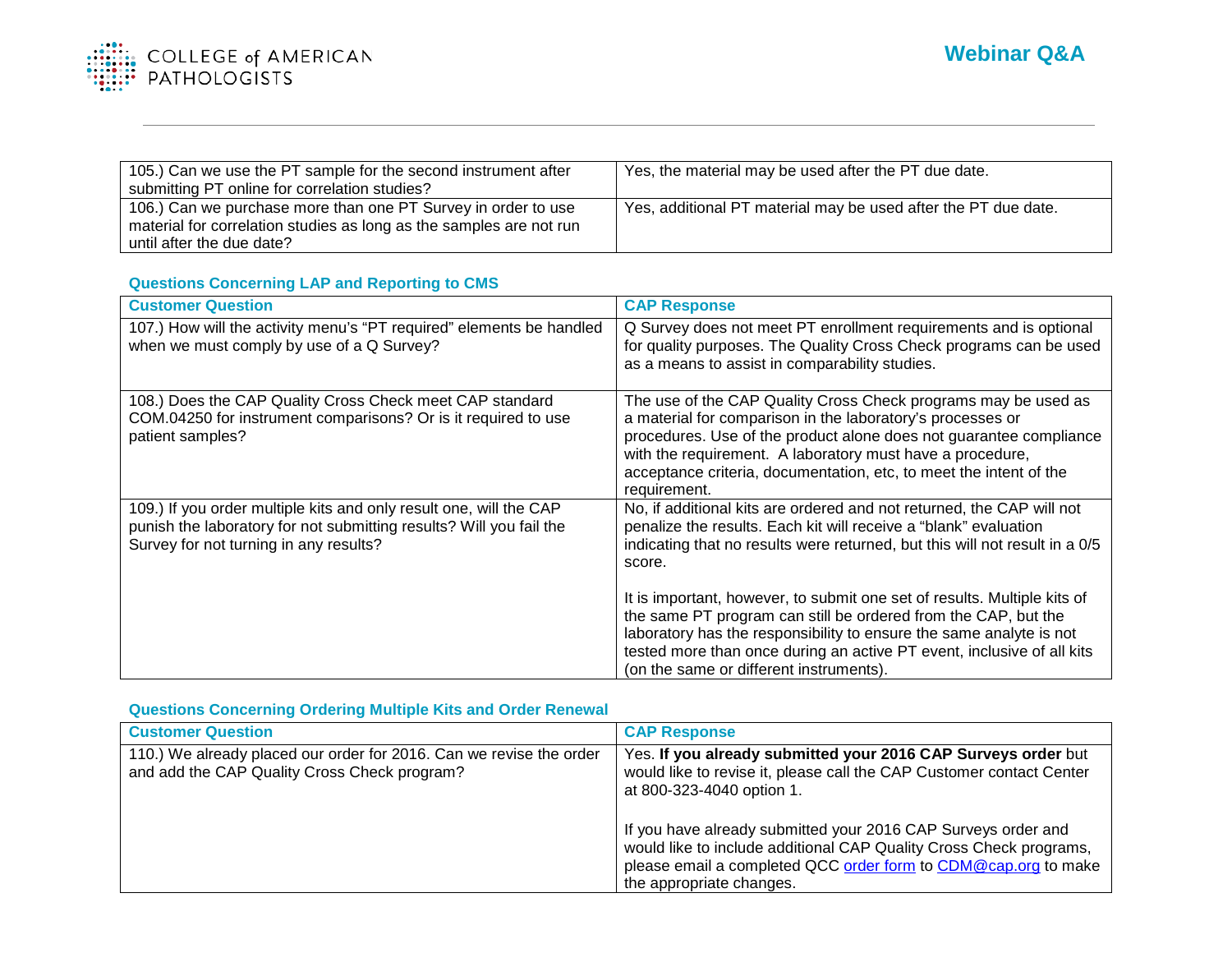| | |
|---|---|
| 105.) Can we use the PT sample for the second instrument after submitting PT online for correlation studies? | Yes, the material may be used after the PT due date. |
| 106.) Can we purchase more than one PT Survey in order to use material for correlation studies as long as the samples are not run until after the due date? | Yes, additional PT material may be used after the PT due date. |

### Questions Concerning LAP and Reporting to CMS

| Customer Question | CAP Response |
|---|---|
| 107.) How will the activity menu's "PT required" elements be handled when we must comply by use of a Q Survey? | Q Survey does not meet PT enrollment requirements and is optional for quality purposes. The Quality Cross Check programs can be used as a means to assist in comparability studies. |
| 108.) Does the CAP Quality Cross Check meet CAP standard COM.04250 for instrument comparisons? Or is it required to use patient samples? | The use of the CAP Quality Cross Check programs may be used as a material for comparison in the laboratory's processes or procedures. Use of the product alone does not guarantee compliance with the requirement. A laboratory must have a procedure, acceptance criteria, documentation, etc, to meet the intent of the requirement. |
| 109.) If you order multiple kits and only result one, will the CAP punish the laboratory for not submitting results? Will you fail the Survey for not turning in any results? | No, if additional kits are ordered and not returned, the CAP will not penalize the results. Each kit will receive a "blank" evaluation indicating that no results were returned, but this will not result in a 0/5 score.<br><br>It is important, however, to submit one set of results. Multiple kits of the same PT program can still be ordered from the CAP, but the laboratory has the responsibility to ensure the same analyte is not tested more than once during an active PT event, inclusive of all kits (on the same or different instruments). |

### Questions Concerning Ordering Multiple Kits and Order Renewal

| Customer Question | CAP Response |
|---|---|
| 110.) We already placed our order for 2016. Can we revise the order and add the CAP Quality Cross Check program? | Yes. **If you already submitted your 2016 CAP Surveys order** but would like to revise it, please call the CAP Customer contact Center at 800-323-4040 option 1.<br><br>If you have already submitted your 2016 CAP Surveys order and would like to include additional CAP Quality Cross Check programs, please email a completed QCC order form to CDM@cap.org to make the appropriate changes. |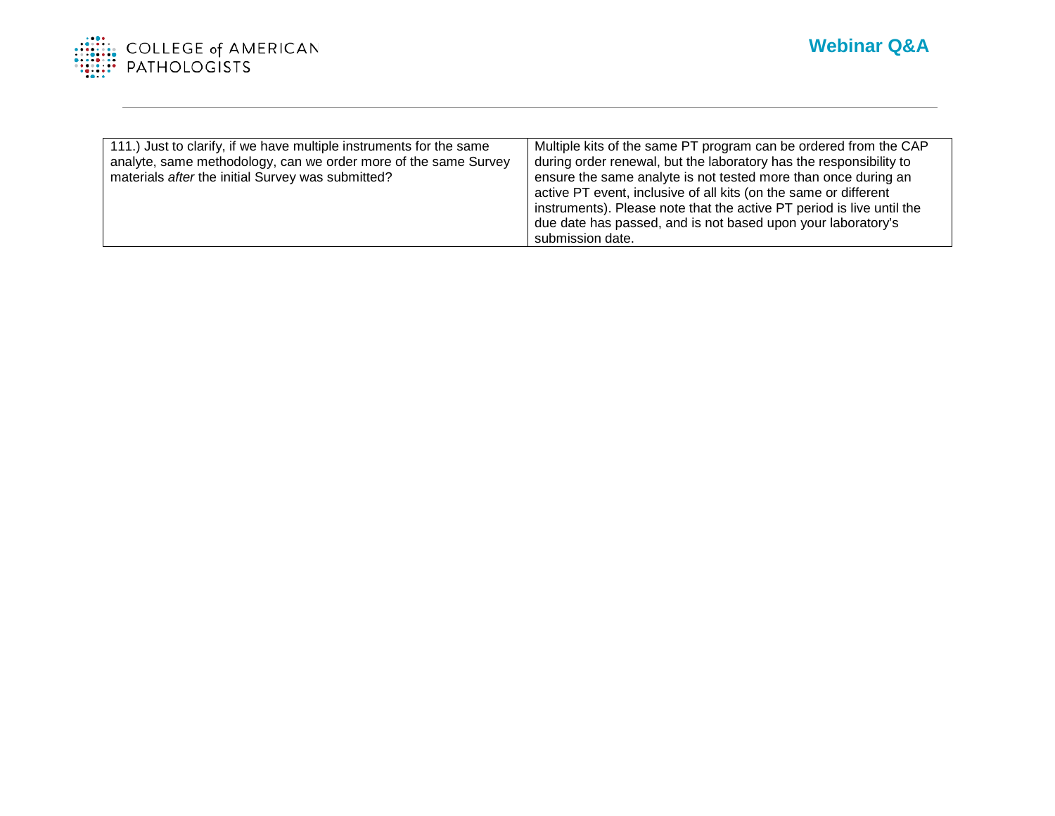| | |
|---|---|
| 111.) Just to clarify, if we have multiple instruments for the same analyte, same methodology, can we order more of the same Survey materials *after* the initial Survey was submitted? | Multiple kits of the same PT program can be ordered from the CAP during order renewal, but the laboratory has the responsibility to ensure the same analyte is not tested more than once during an active PT event, inclusive of all kits (on the same or different instruments). Please note that the active PT period is live until the due date has passed, and is not based upon your laboratory's submission date. |